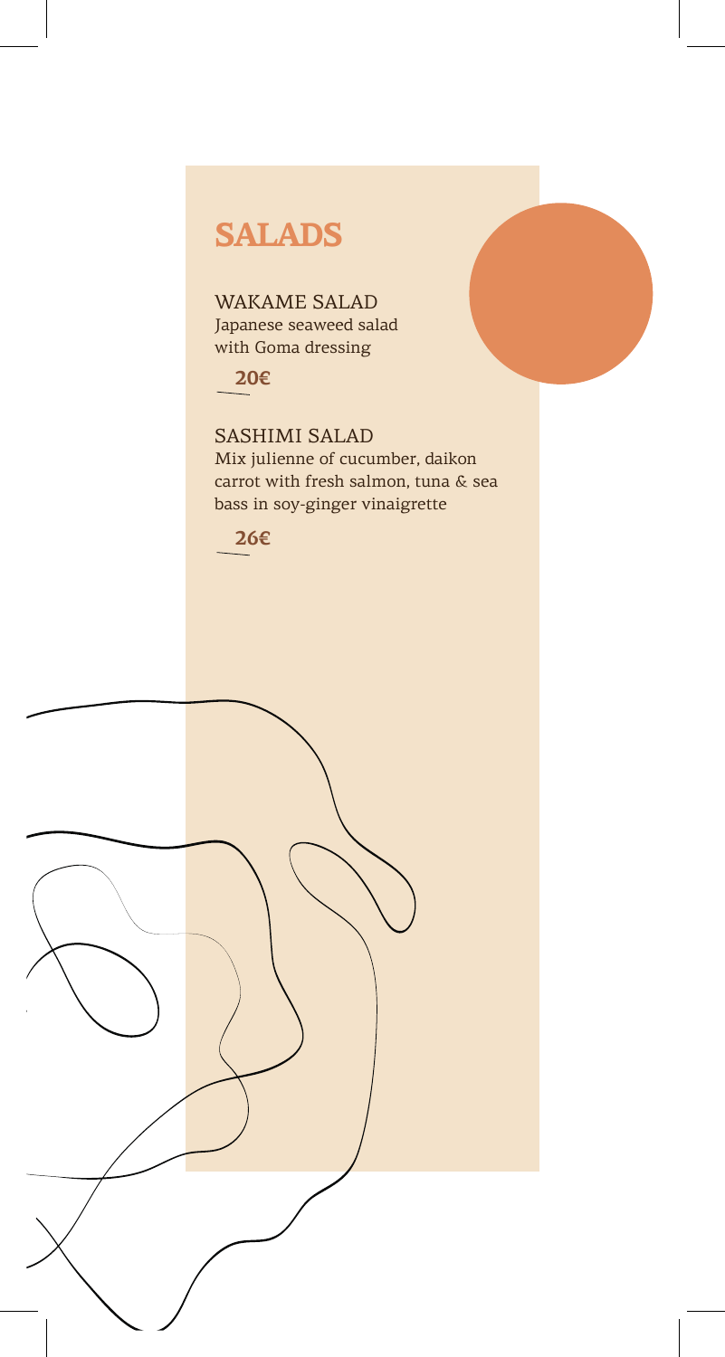# SALADS

WAKAME SALAD
Japanese seaweed salad
with Goma dressing

**20€**

SASHIMI SALAD
Mix julienne of cucumber, daikon
carrot with fresh salmon, tuna & sea
bass in soy-ginger vinaigrette

**26€**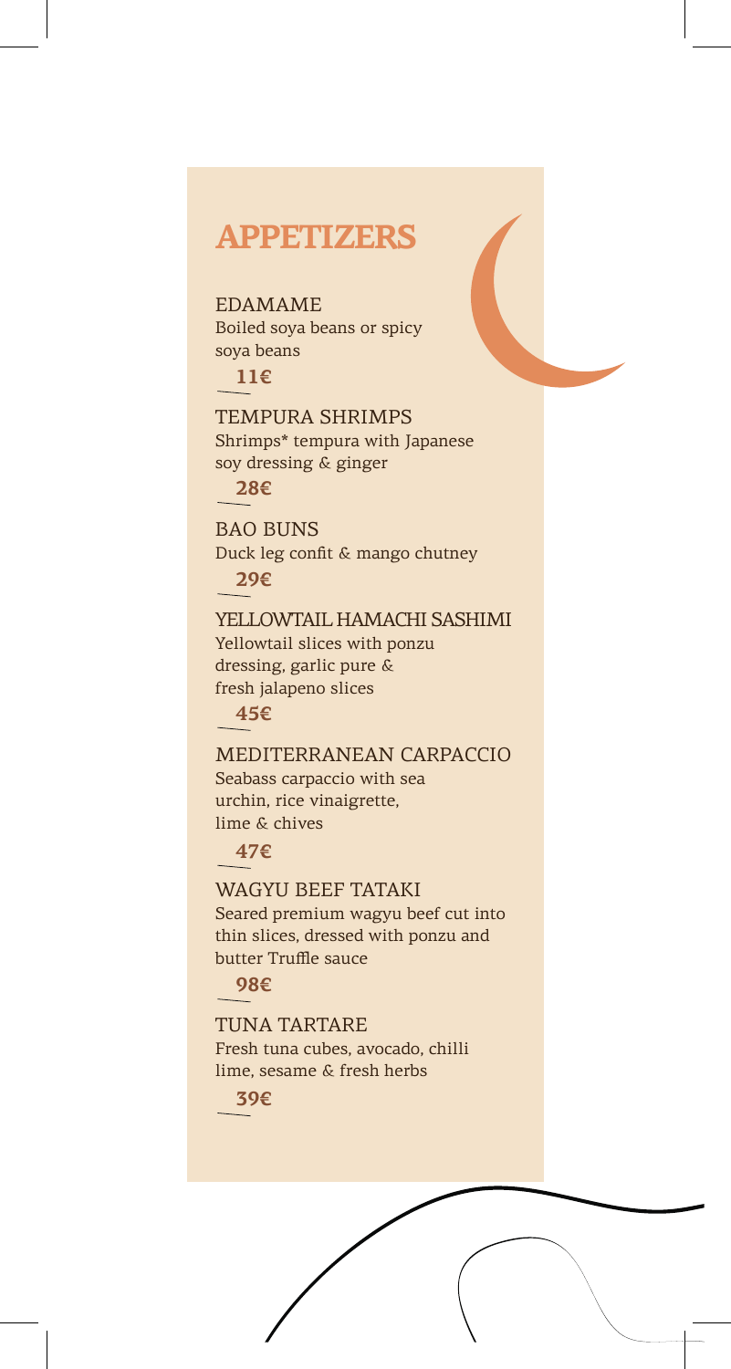# APPETIZERS

### EDAMAME
Boiled soya beans or spicy soya beans

**11€**

### TEMPURA SHRIMPS
Shrimps* tempura with Japanese soy dressing & ginger

**28€**

### BAO BUNS
Duck leg confit & mango chutney

**29€**

### YELLOWTAIL HAMACHI SASHIMI
Yellowtail slices with ponzu dressing, garlic pure & fresh jalapeno slices

**45€**

### MEDITERRANEAN CARPACCIO
Seabass carpaccio with sea urchin, rice vinaigrette, lime & chives

**47€**

### WAGYU BEEF TATAKI
Seared premium wagyu beef cut into thin slices, dressed with ponzu and butter Truffle sauce

**98€**

### TUNA TARTARE
Fresh tuna cubes, avocado, chilli lime, sesame & fresh herbs

**39€**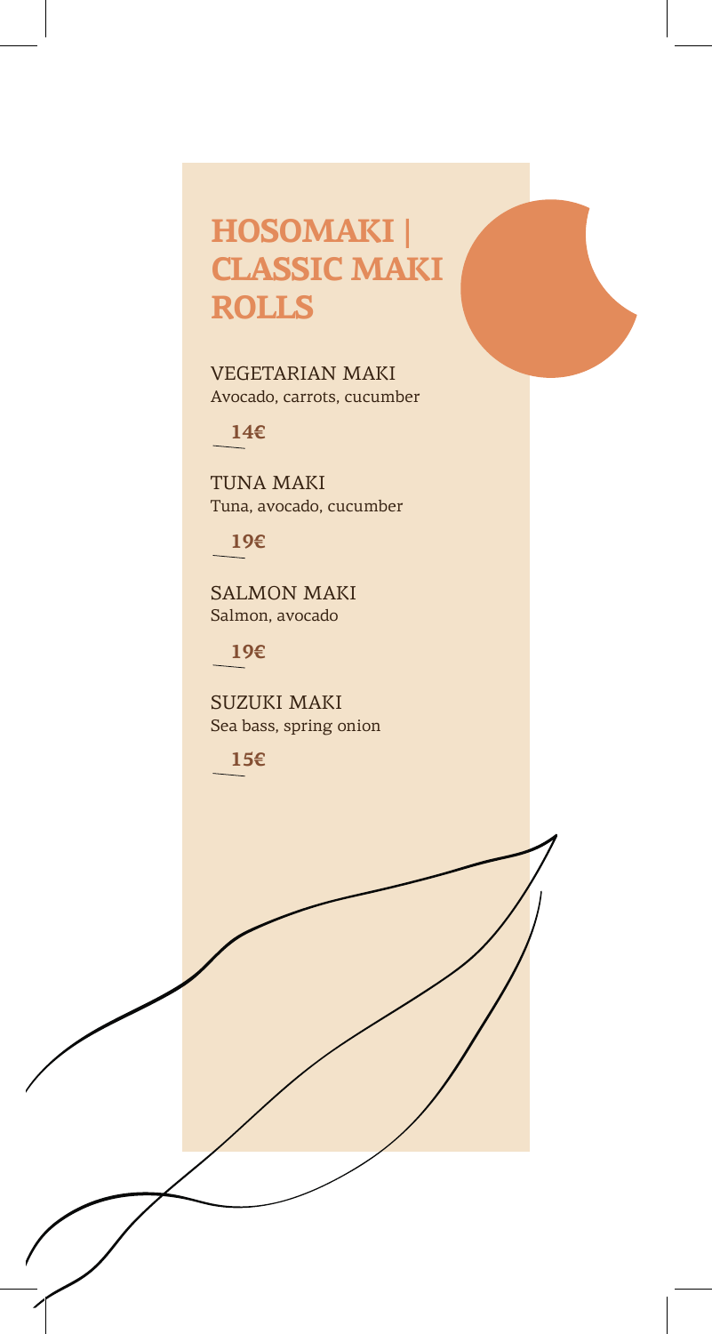# HOSOMAKI | CLASSIC MAKI ROLLS

VEGETARIAN MAKI
Avocado, carrots, cucumber

**14€**

TUNA MAKI
Tuna, avocado, cucumber

**19€**

SALMON MAKI
Salmon, avocado

**19€**

SUZUKI MAKI
Sea bass, spring onion

**15€**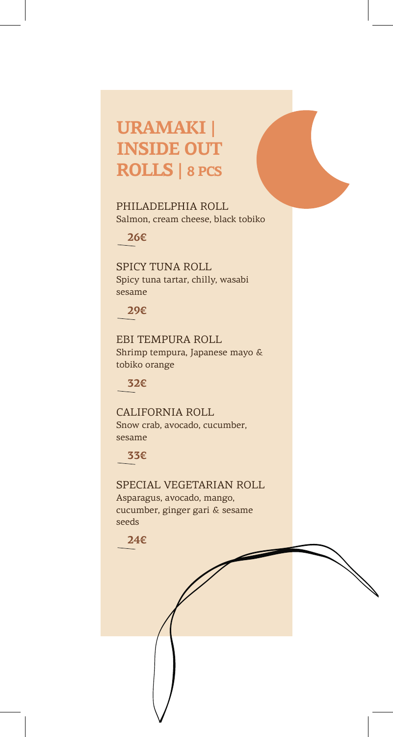# URAMAKI | INSIDE OUT ROLLS | 8 PCS

PHILADELPHIA ROLL
Salmon, cream cheese, black tobiko

**26€**

SPICY TUNA ROLL
Spicy tuna tartar, chilly, wasabi sesame

**29€**

EBI TEMPURA ROLL
Shrimp tempura, Japanese mayo & tobiko orange

**32€**

CALIFORNIA ROLL
Snow crab, avocado, cucumber, sesame

**33€**

SPECIAL VEGETARIAN ROLL
Asparagus, avocado, mango, cucumber, ginger gari & sesame seeds

**24€**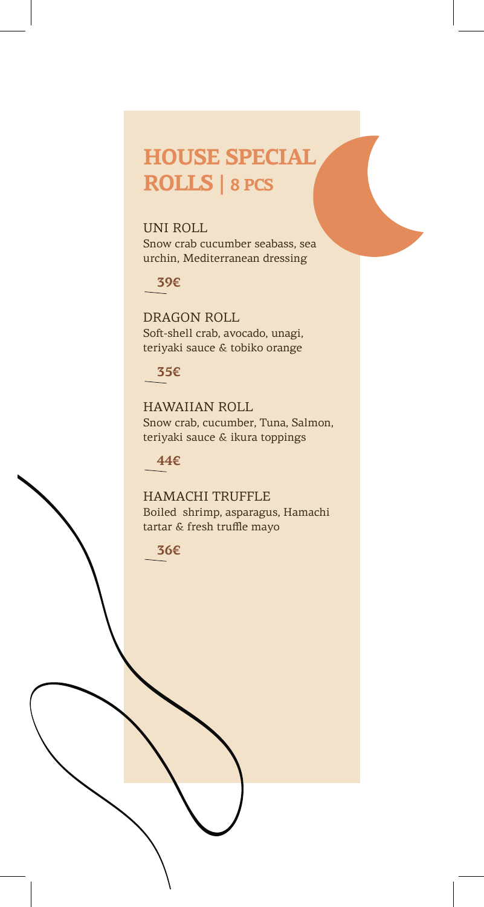# HOUSE SPECIAL ROLLS | 8 PCS

UNI ROLL
Snow crab cucumber seabass, sea urchin, Mediterranean dressing

**39€**

DRAGON ROLL
Soft-shell crab, avocado, unagi, teriyaki sauce & tobiko orange

**35€**

HAWAIIAN ROLL
Snow crab, cucumber, Tuna, Salmon, teriyaki sauce & ikura toppings

**44€**

HAMACHI TRUFFLE
Boiled shrimp, asparagus, Hamachi tartar & fresh truffle mayo

**36€**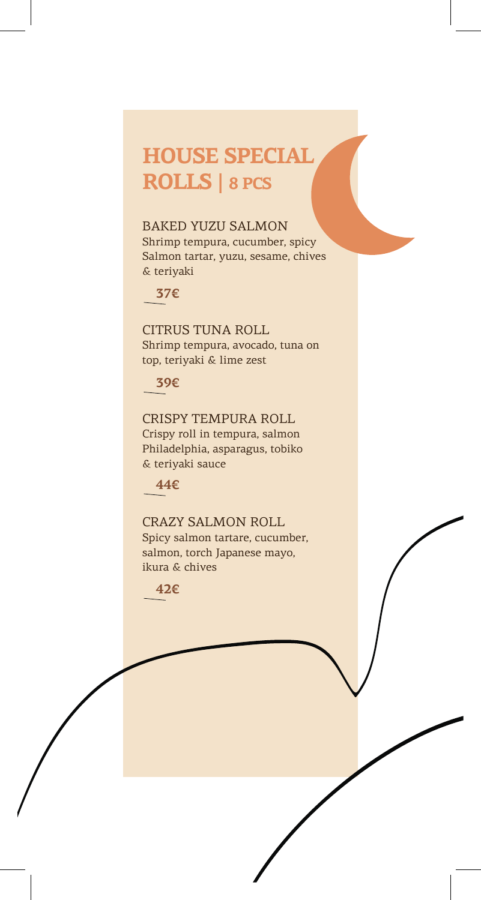# HOUSE SPECIAL ROLLS | 8 PCS

BAKED YUZU SALMON
Shrimp tempura, cucumber, spicy Salmon tartar, yuzu, sesame, chives & teriyaki

**37€**

CITRUS TUNA ROLL
Shrimp tempura, avocado, tuna on top, teriyaki & lime zest

**39€**

CRISPY TEMPURA ROLL
Crispy roll in tempura, salmon Philadelphia, asparagus, tobiko & teriyaki sauce

**44€**

CRAZY SALMON ROLL
Spicy salmon tartare, cucumber, salmon, torch Japanese mayo, ikura & chives

**42€**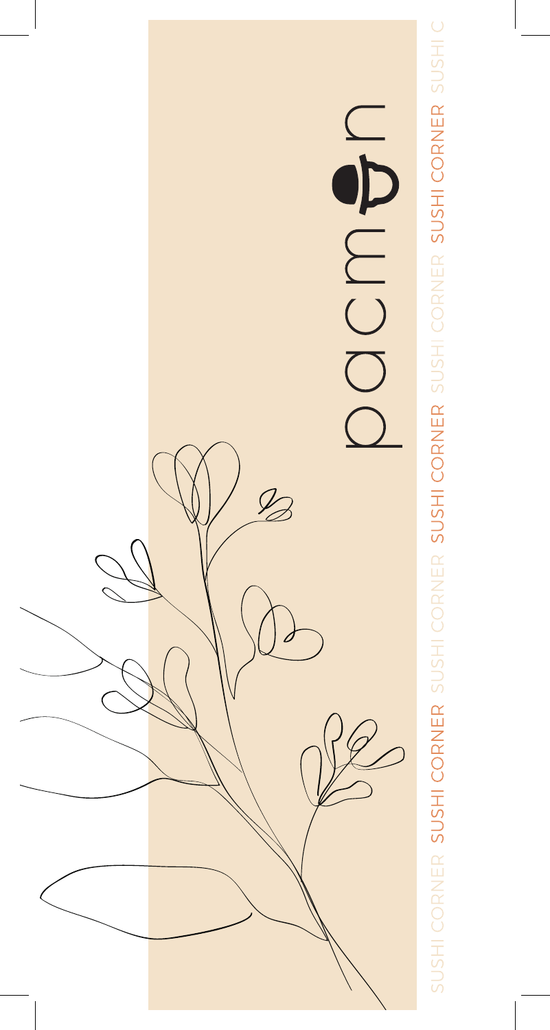# pacman

SUSHI CORNER SUSHI CORNER SUSHI CORNER SUSHI CORNER SUSHI CORNER SUSHI CORNER SUSHI CORNER SUSHI C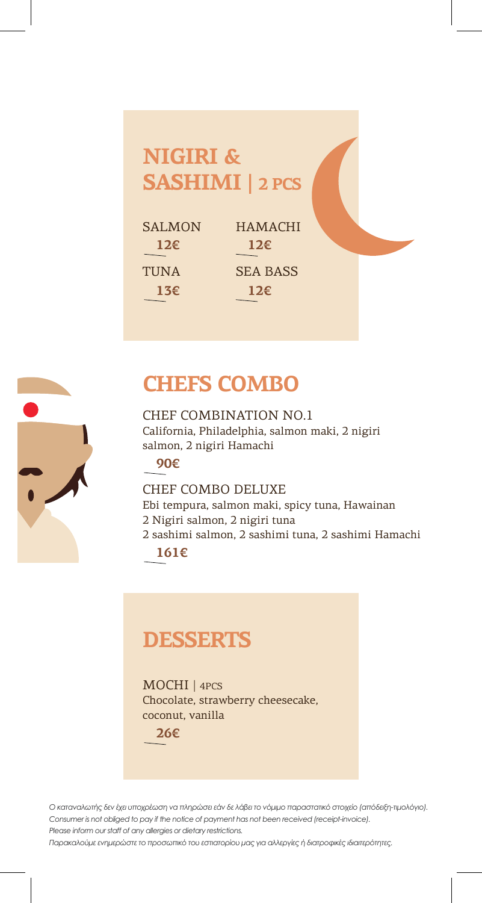## NIGIRI & SASHIMI | 2 PCS

SALMON
12€

HAMACHI
12€

TUNA
13€

SEA BASS
12€

## CHEFS COMBO

CHEF COMBINATION NO.1
California, Philadelphia, salmon maki, 2 nigiri salmon, 2 nigiri Hamachi
90€

CHEF COMBO DELUXE
Ebi tempura, salmon maki, spicy tuna, Hawainan
2 Nigiri salmon, 2 nigiri tuna
2 sashimi salmon, 2 sashimi tuna, 2 sashimi Hamachi
161€

## DESSERTS

MOCHI | 4PCS
Chocolate, strawberry cheesecake, coconut, vanilla
26€

*Ο καταναλωτής δεν έχει υποχρέωση να πληρώσει εάν δε λάβει το νόμιμο παραστατικό στοιχείο (απόδειξη-τιμολόγιο).*
*Consumer is not obliged to pay if the notice of payment has not been received (receipt-invoice).*
*Please inform our staff of any allergies or dietary restrictions.*
*Παρακαλούμε ενημερώστε το προσωπικό του εστιατορίου μας για αλλεργίες ή διατροφικές ιδιαιτερότητες.*